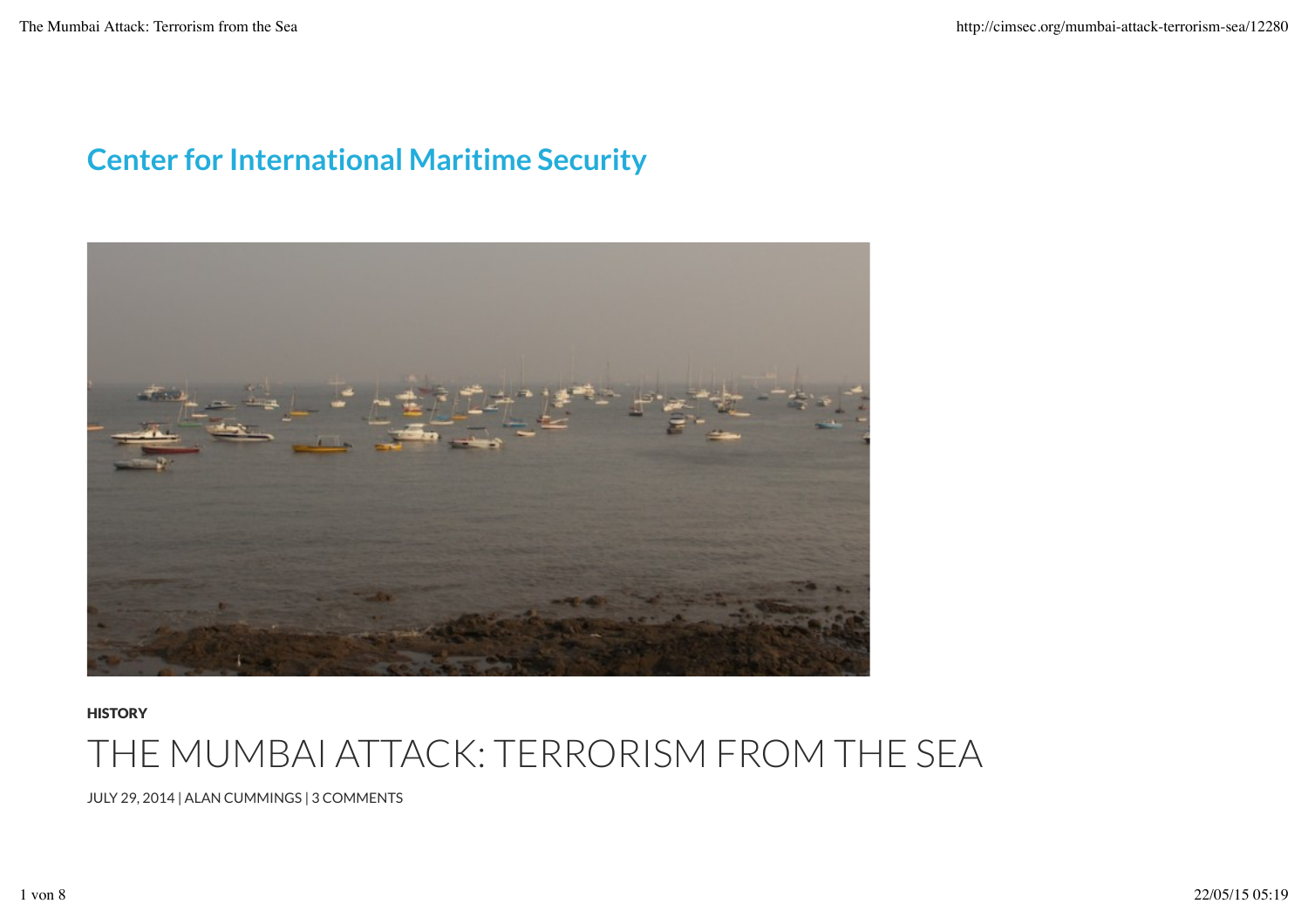**Center for International Maritime Security**

HISTORY

# THE MUMBAI ATTACK: TERRORISM FROM THE SEA

JULY 29, 2014 | ALAN CUMMINGS | 3 COMMENTS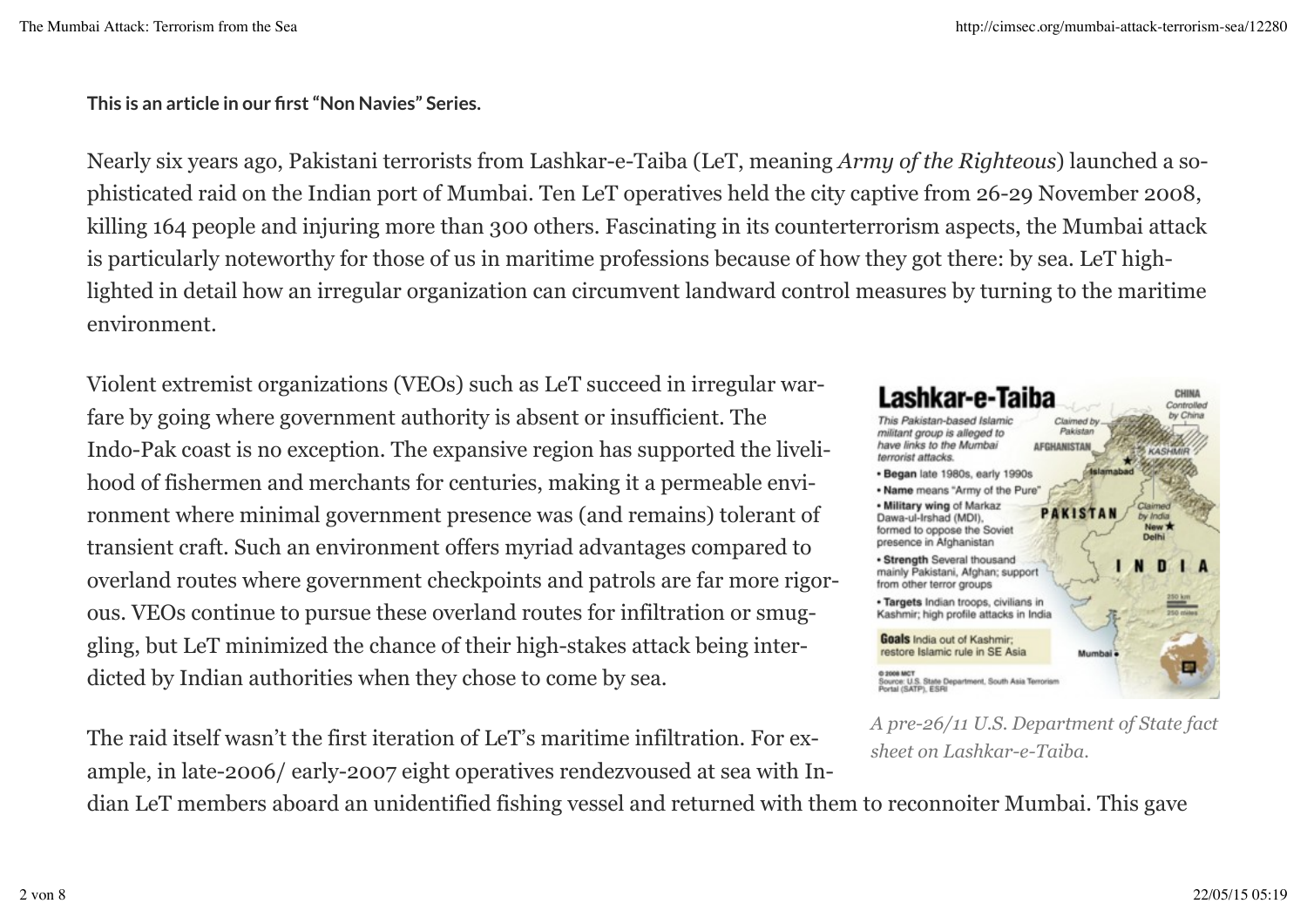**This is an article in our first "Non Navies" Series.**

Nearly six years ago, Pakistani terrorists from Lashkar-e-Taiba (LeT, meaning *Army of the Righteous*) launched a sophisticated raid on the Indian port of Mumbai. Ten LeT operatives held the city captive from 26-29 November 2008, killing 164 people and injuring more than 300 others. Fascinating in its counterterrorism aspects, the Mumbai attack is particularly noteworthy for those of us in maritime professions because of how they got there: by sea. LeT highlighted in detail how an irregular organization can circumvent landward control measures by turning to the maritime environment.

Violent extremist organizations (VEOs) such as LeT succeed in irregular warfare by going where government authority is absent or insufficient. The Indo-Pak coast is no exception. The expansive region has supported the livelihood of fishermen and merchants for centuries, making it a permeable environment where minimal government presence was (and remains) tolerant of transient craft. Such an environment offers myriad advantages compared to overland routes where government checkpoints and patrols are far more rigorous. VEOs continue to pursue these overland routes for infiltration or smuggling, but LeT minimized the chance of their high-stakes attack being interdicted by Indian authorities when they chose to come by sea.

*A pre-26/11 U.S. Department of State fact sheet on Lashkar-e-Taiba.*

The raid itself wasn't the first iteration of LeT's maritime infiltration. For example, in late-2006/ early-2007 eight operatives rendezvoused at sea with Indian LeT members aboard an unidentified fishing vessel and returned with them to reconnoiter Mumbai. This gave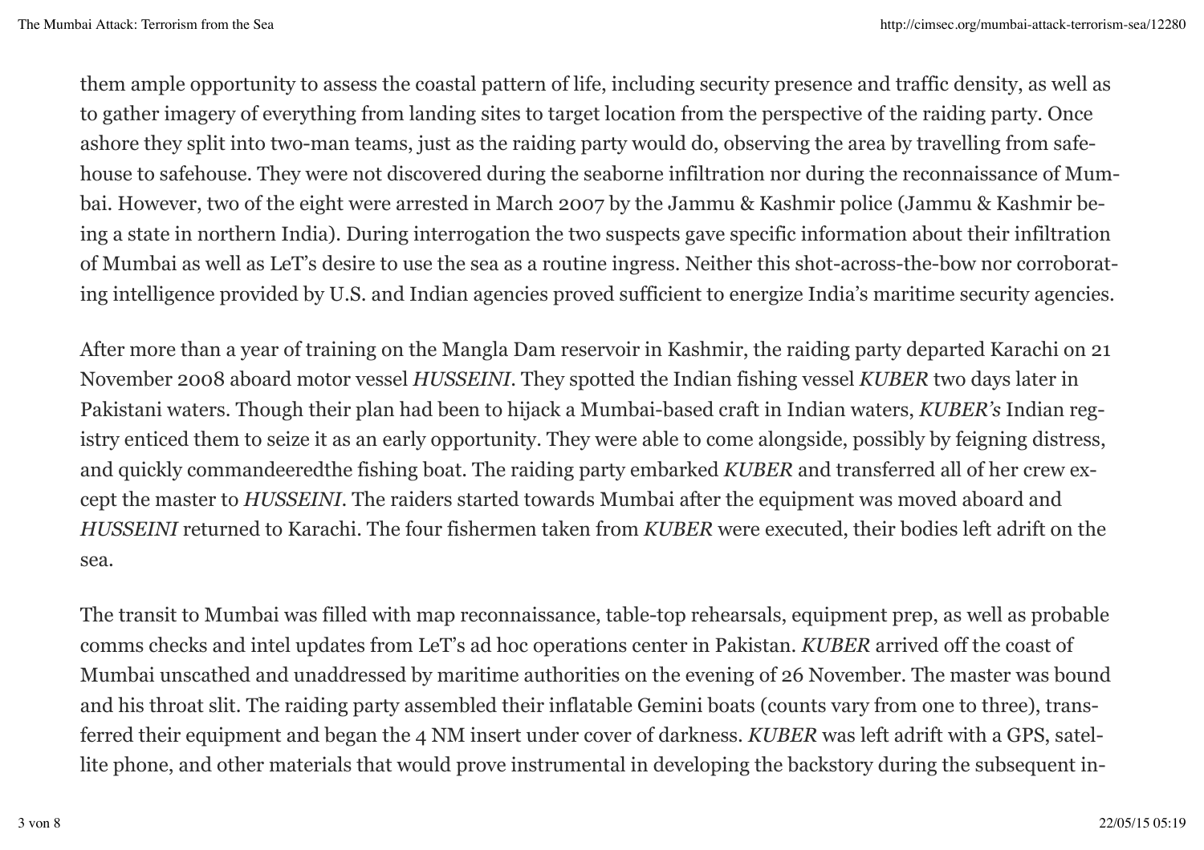them ample opportunity to assess the coastal pattern of life, including security presence and traffic density, as well as to gather imagery of everything from landing sites to target location from the perspective of the raiding party. Once ashore they split into two-man teams, just as the raiding party would do, observing the area by travelling from safehouse to safehouse. They were not discovered during the seaborne infiltration nor during the reconnaissance of Mumbai. However, two of the eight were arrested in March 2007 by the Jammu & Kashmir police (Jammu & Kashmir being a state in northern India). During interrogation the two suspects gave specific information about their infiltration of Mumbai as well as LeT's desire to use the sea as a routine ingress. Neither this shot-across-the-bow nor corroborating intelligence provided by U.S. and Indian agencies proved sufficient to energize India's maritime security agencies.

After more than a year of training on the Mangla Dam reservoir in Kashmir, the raiding party departed Karachi on 21 November 2008 aboard motor vessel *HUSSEINI*. They spotted the Indian fishing vessel *KUBER* two days later in Pakistani waters. Though their plan had been to hijack a Mumbai-based craft in Indian waters, *KUBER's* Indian registry enticed them to seize it as an early opportunity. They were able to come alongside, possibly by feigning distress, and quickly commandeeredthe fishing boat. The raiding party embarked *KUBER* and transferred all of her crew except the master to *HUSSEINI*. The raiders started towards Mumbai after the equipment was moved aboard and *HUSSEINI* returned to Karachi. The four fishermen taken from *KUBER* were executed, their bodies left adrift on the sea.

The transit to Mumbai was filled with map reconnaissance, table-top rehearsals, equipment prep, as well as probable comms checks and intel updates from LeT's ad hoc operations center in Pakistan. *KUBER* arrived off the coast of Mumbai unscathed and unaddressed by maritime authorities on the evening of 26 November. The master was bound and his throat slit. The raiding party assembled their inflatable Gemini boats (counts vary from one to three), transferred their equipment and began the 4 NM insert under cover of darkness. *KUBER* was left adrift with a GPS, satellite phone, and other materials that would prove instrumental in developing the backstory during the subsequent in-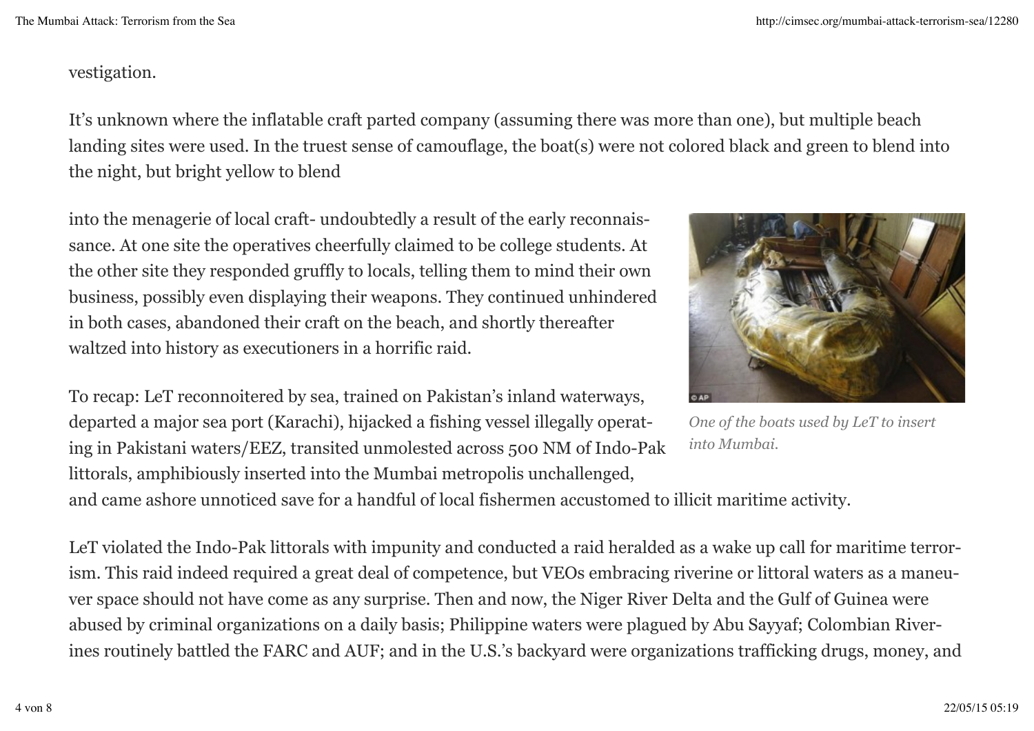vestigation.

It's unknown where the inflatable craft parted company (assuming there was more than one), but multiple beach landing sites were used. In the truest sense of camouflage, the boat(s) were not colored black and green to blend into the night, but bright yellow to blend into the menagerie of local craft- undoubtedly a result of the early reconnaissance. At one site the operatives cheerfully claimed to be college students. At the other site they responded gruffly to locals, telling them to mind their own business, possibly even displaying their weapons. They continued unhindered in both cases, abandoned their craft on the beach, and shortly thereafter waltzed into history as executioners in a horrific raid.

*One of the boats used by LeT to insert into Mumbai.*

To recap: LeT reconnoitered by sea, trained on Pakistan's inland waterways, departed a major sea port (Karachi), hijacked a fishing vessel illegally operating in Pakistani waters/EEZ, transited unmolested across 500 NM of Indo-Pak littorals, amphibiously inserted into the Mumbai metropolis unchallenged, and came ashore unnoticed save for a handful of local fishermen accustomed to illicit maritime activity.

LeT violated the Indo-Pak littorals with impunity and conducted a raid heralded as a wake up call for maritime terrorism. This raid indeed required a great deal of competence, but VEOs embracing riverine or littoral waters as a maneuver space should not have come as any surprise. Then and now, the Niger River Delta and the Gulf of Guinea were abused by criminal organizations on a daily basis; Philippine waters were plagued by Abu Sayyaf; Colombian Riverines routinely battled the FARC and AUF; and in the U.S.'s backyard were organizations trafficking drugs, money, and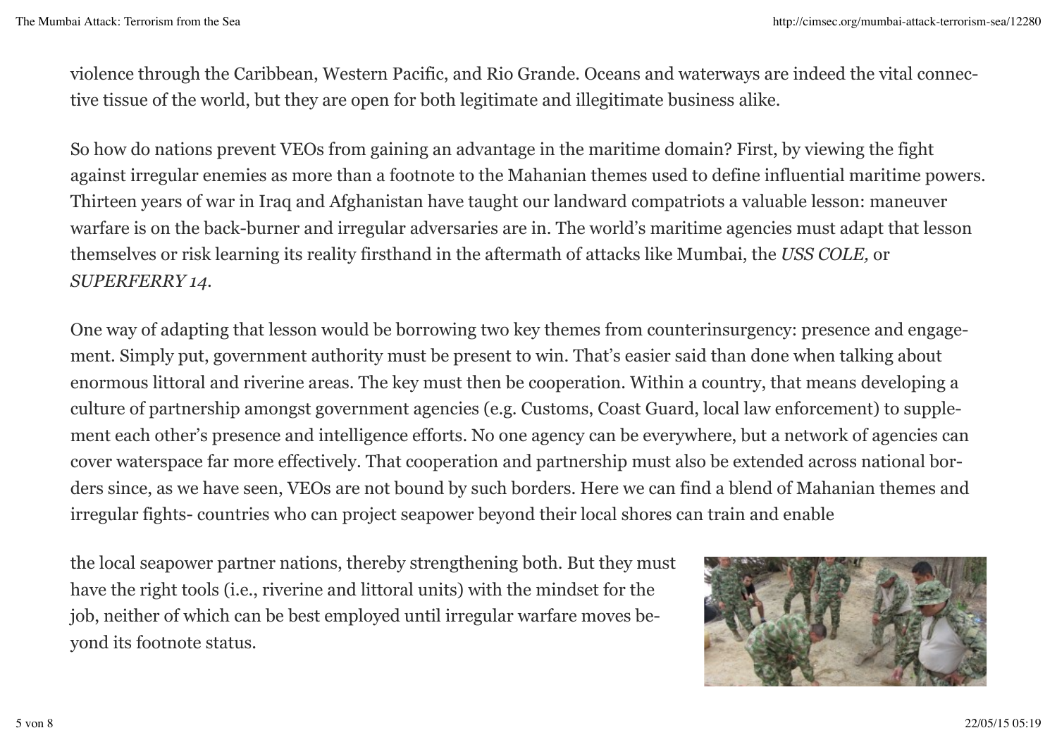violence through the Caribbean, Western Pacific, and Rio Grande. Oceans and waterways are indeed the vital connective tissue of the world, but they are open for both legitimate and illegitimate business alike.

So how do nations prevent VEOs from gaining an advantage in the maritime domain? First, by viewing the fight against irregular enemies as more than a footnote to the Mahanian themes used to define influential maritime powers. Thirteen years of war in Iraq and Afghanistan have taught our landward compatriots a valuable lesson: maneuver warfare is on the back-burner and irregular adversaries are in. The world's maritime agencies must adapt that lesson themselves or risk learning its reality firsthand in the aftermath of attacks like Mumbai, the *USS COLE,* or *SUPERFERRY 14.*

One way of adapting that lesson would be borrowing two key themes from counterinsurgency: presence and engagement. Simply put, government authority must be present to win. That's easier said than done when talking about enormous littoral and riverine areas. The key must then be cooperation. Within a country, that means developing a culture of partnership amongst government agencies (e.g. Customs, Coast Guard, local law enforcement) to supplement each other's presence and intelligence efforts. No one agency can be everywhere, but a network of agencies can cover waterspace far more effectively. That cooperation and partnership must also be extended across national borders since, as we have seen, VEOs are not bound by such borders. Here we can find a blend of Mahanian themes and irregular fights- countries who can project seapower beyond their local shores can train and enable the local seapower partner nations, thereby strengthening both. But they must have the right tools (i.e., riverine and littoral units) with the mindset for the job, neither of which can be best employed until irregular warfare moves beyond its footnote status.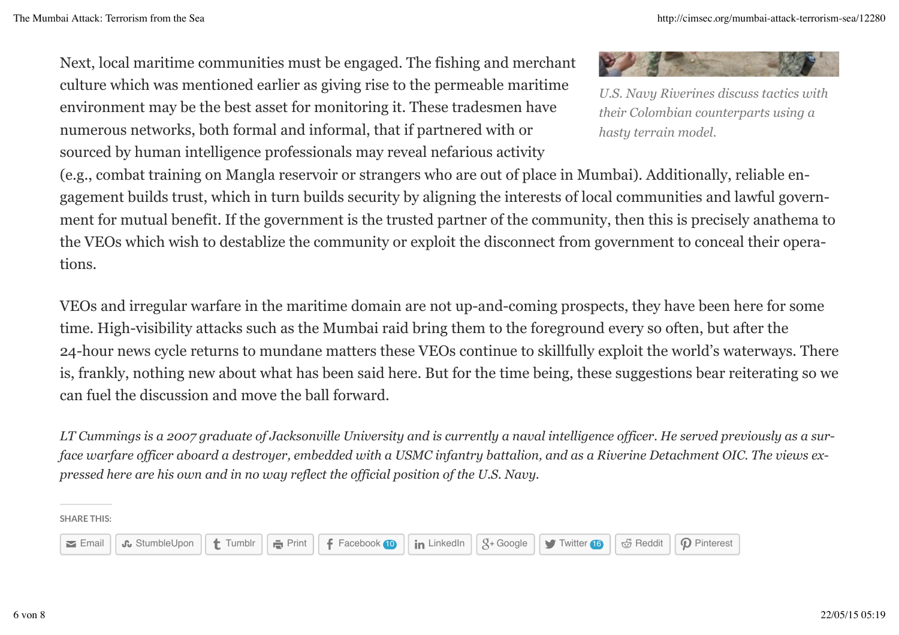Next, local maritime communities must be engaged. The fishing and merchant culture which was mentioned earlier as giving rise to the permeable maritime environment may be the best asset for monitoring it. These tradesmen have numerous networks, both formal and informal, that if partnered with or sourced by human intelligence professionals may reveal nefarious activity (e.g., combat training on Mangla reservoir or strangers who are out of place in Mumbai). Additionally, reliable engagement builds trust, which in turn builds security by aligning the interests of local communities and lawful government for mutual benefit. If the government is the trusted partner of the community, then this is precisely anathema to the VEOs which wish to destablize the community or exploit the disconnect from government to conceal their operations.

*U.S. Navy Riverines discuss tactics with their Colombian counterparts using a hasty terrain model.*

VEOs and irregular warfare in the maritime domain are not up-and-coming prospects, they have been here for some time. High-visibility attacks such as the Mumbai raid bring them to the foreground every so often, but after the 24-hour news cycle returns to mundane matters these VEOs continue to skillfully exploit the world's waterways. There is, frankly, nothing new about what has been said here. But for the time being, these suggestions bear reiterating so we can fuel the discussion and move the ball forward.

*LT Cummings is a 2007 graduate of Jacksonville University and is currently a naval intelligence officer. He served previously as a surface warfare officer aboard a destroyer, embedded with a USMC infantry battalion, and as a Riverine Detachment OIC. The views expressed here are his own and in no way reflect the official position of the U.S. Navy.*

SHARE THIS:

Email | StumbleUpon | Tumblr | Print | Facebook 10 | LinkedIn | Google | Twitter 16 | Reddit | Pinterest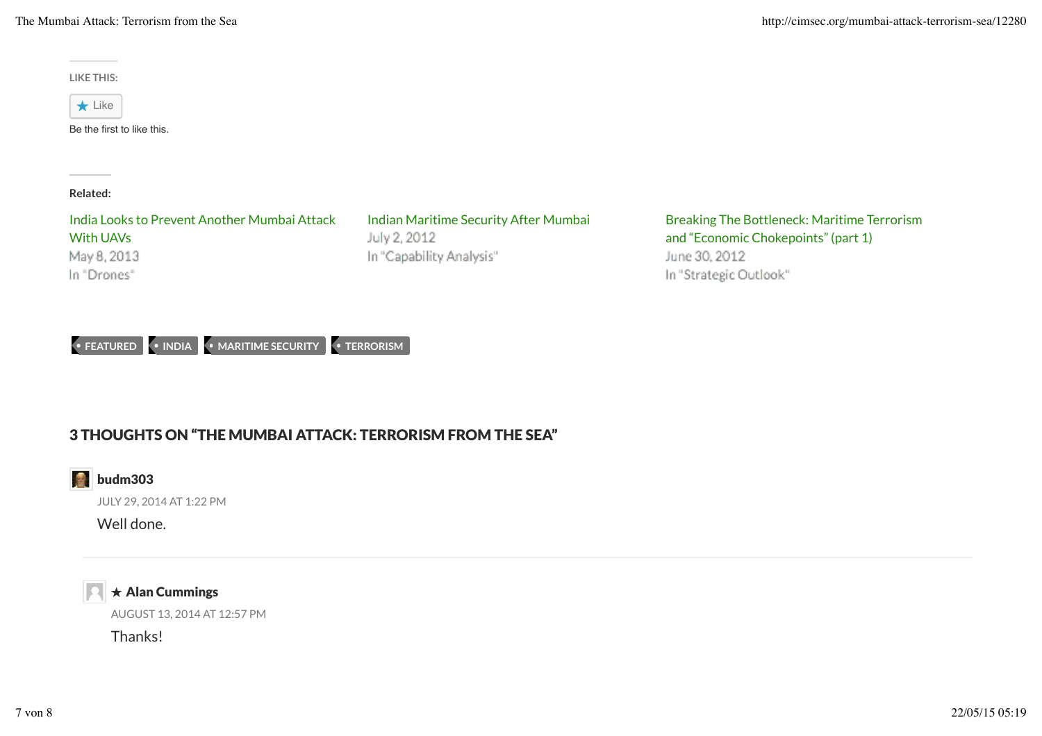LIKE THIS:

★ Like

Be the first to like this.

**Related:**

India Looks to Prevent Another Mumbai Attack With UAVs
May 8, 2013
In "Drones"

Indian Maritime Security After Mumbai
July 2, 2012
In "Capability Analysis"

Breaking The Bottleneck: Maritime Terrorism and "Economic Chokepoints" (part 1)
June 30, 2012
In "Strategic Outlook"

FEATURED · INDIA · MARITIME SECURITY · TERRORISM

## 3 THOUGHTS ON "THE MUMBAI ATTACK: TERRORISM FROM THE SEA"

**budm303**
JULY 29, 2014 AT 1:22 PM

Well done.

**★ Alan Cummings**
AUGUST 13, 2014 AT 12:57 PM

Thanks!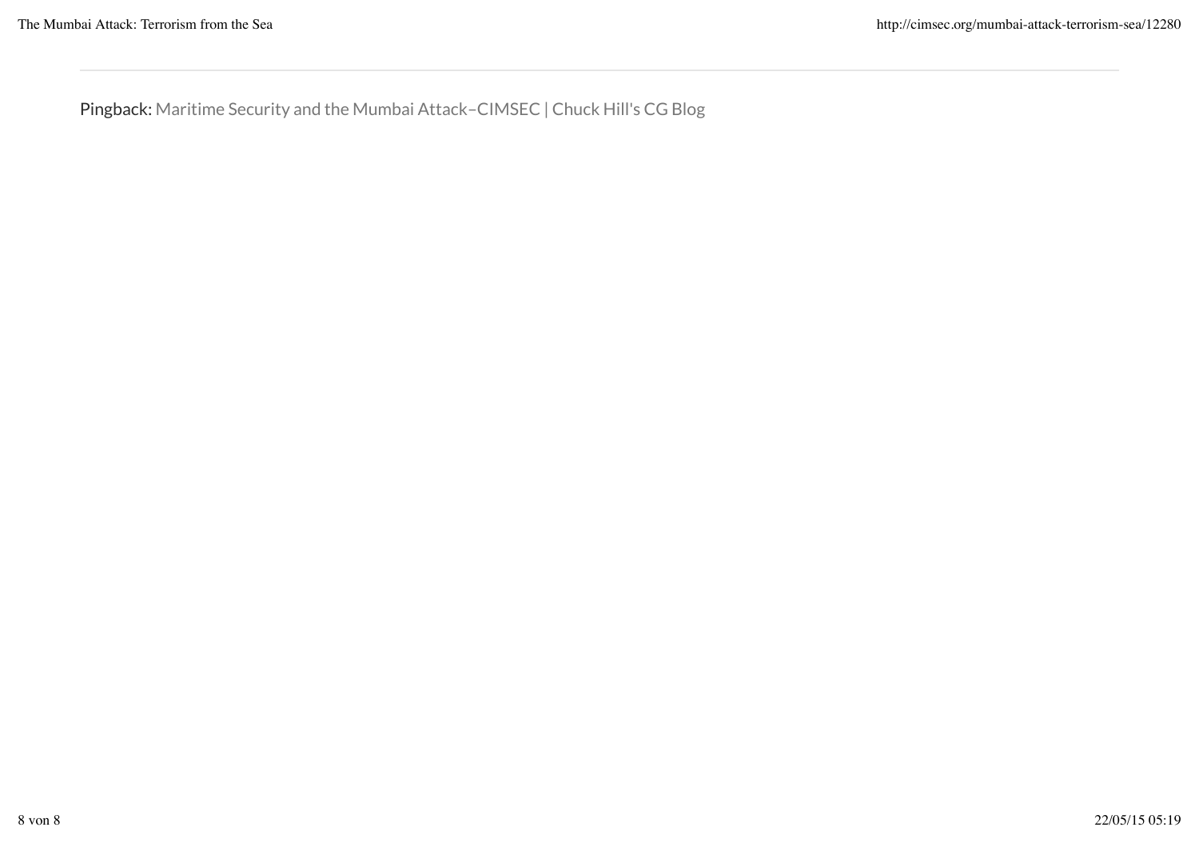Pingback: Maritime Security and the Mumbai Attack–CIMSEC | Chuck Hill's CG Blog